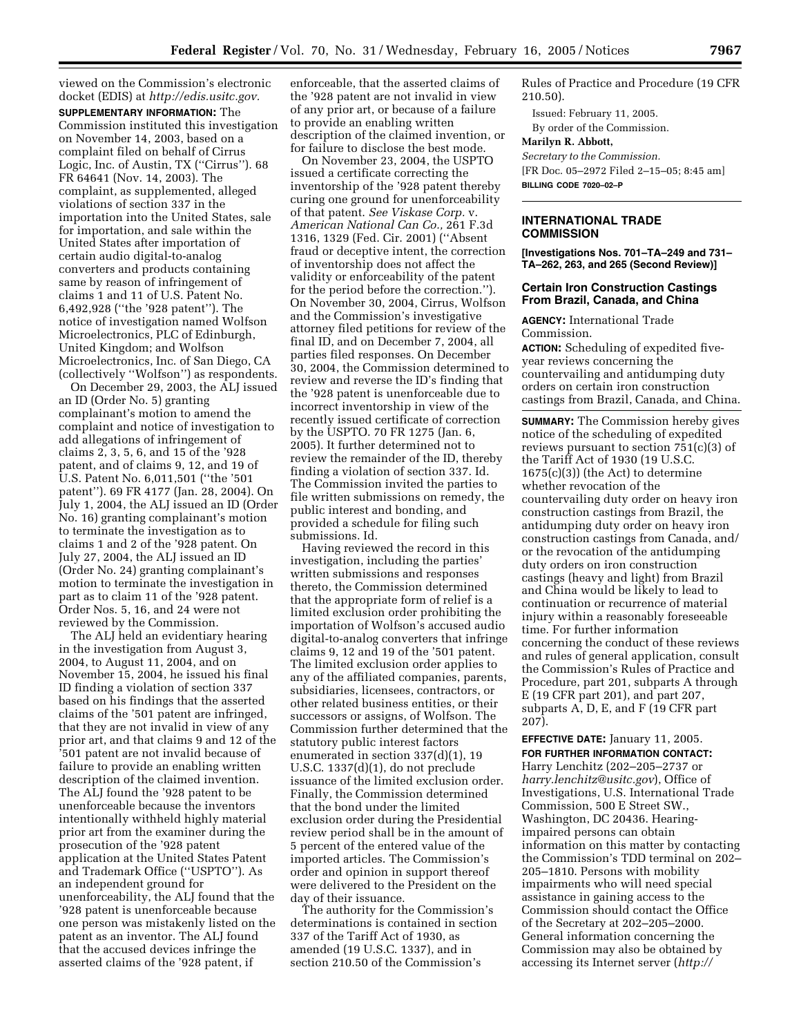viewed on the Commission's electronic docket (EDIS) at *http://edis.usitc.gov.*

**SUPPLEMENTARY INFORMATION:** The Commission instituted this investigation on November 14, 2003, based on a complaint filed on behalf of Cirrus Logic, Inc. of Austin, TX (''Cirrus''). 68 FR 64641 (Nov. 14, 2003). The complaint, as supplemented, alleged violations of section 337 in the importation into the United States, sale for importation, and sale within the United States after importation of certain audio digital-to-analog converters and products containing same by reason of infringement of claims 1 and 11 of U.S. Patent No. 6,492,928 (''the '928 patent''). The notice of investigation named Wolfson Microelectronics, PLC of Edinburgh, United Kingdom; and Wolfson Microelectronics, Inc. of San Diego, CA (collectively ''Wolfson'') as respondents.

On December 29, 2003, the ALJ issued an ID (Order No. 5) granting complainant's motion to amend the complaint and notice of investigation to add allegations of infringement of claims 2, 3, 5, 6, and 15 of the '928 patent, and of claims 9, 12, and 19 of U.S. Patent No. 6,011,501 (''the '501 patent''). 69 FR 4177 (Jan. 28, 2004). On July 1, 2004, the ALJ issued an ID (Order No. 16) granting complainant's motion to terminate the investigation as to claims 1 and 2 of the '928 patent. On July 27, 2004, the ALJ issued an ID (Order No. 24) granting complainant's motion to terminate the investigation in part as to claim 11 of the '928 patent. Order Nos. 5, 16, and 24 were not reviewed by the Commission.

The ALJ held an evidentiary hearing in the investigation from August 3, 2004, to August 11, 2004, and on November 15, 2004, he issued his final ID finding a violation of section 337 based on his findings that the asserted claims of the '501 patent are infringed, that they are not invalid in view of any prior art, and that claims 9 and 12 of the '501 patent are not invalid because of failure to provide an enabling written description of the claimed invention. The ALJ found the '928 patent to be unenforceable because the inventors intentionally withheld highly material prior art from the examiner during the prosecution of the '928 patent application at the United States Patent and Trademark Office (''USPTO''). As an independent ground for unenforceability, the ALJ found that the '928 patent is unenforceable because one person was mistakenly listed on the patent as an inventor. The ALJ found that the accused devices infringe the asserted claims of the '928 patent, if enforceable, that the asserted claims of the '928 patent are not invalid in view of any prior art, or because of a failure to provide an enabling written description of the claimed invention, or for failure to disclose the best mode.

On November 23, 2004, the USPTO issued a certificate correcting the inventorship of the '928 patent thereby curing one ground for unenforceability of that patent. *See Viskase Corp.* v. *American National Can Co.,* 261 F.3d 1316, 1329 (Fed. Cir. 2001) (''Absent fraud or deceptive intent, the correction of inventorship does not affect the validity or enforceability of the patent for the period before the correction.''). On November 30, 2004, Cirrus, Wolfson and the Commission's investigative attorney filed petitions for review of the final ID, and on December 7, 2004, all parties filed responses. On December 30, 2004, the Commission determined to review and reverse the ID's finding that the '928 patent is unenforceable due to incorrect inventorship in view of the recently issued certificate of correction by the USPTO. 70 FR 1275 (Jan. 6, 2005). It further determined not to review the remainder of the ID, thereby finding a violation of section 337. Id. The Commission invited the parties to file written submissions on remedy, the public interest and bonding, and provided a schedule for filing such submissions. Id.

Having reviewed the record in this investigation, including the parties' written submissions and responses thereto, the Commission determined that the appropriate form of relief is a limited exclusion order prohibiting the importation of Wolfson's accused audio digital-to-analog converters that infringe claims 9, 12 and 19 of the '501 patent. The limited exclusion order applies to any of the affiliated companies, parents, subsidiaries, licensees, contractors, or other related business entities, or their successors or assigns, of Wolfson. The Commission further determined that the statutory public interest factors enumerated in section 337(d)(1), 19 U.S.C. 1337(d)(1), do not preclude issuance of the limited exclusion order. Finally, the Commission determined that the bond under the limited exclusion order during the Presidential review period shall be in the amount of 5 percent of the entered value of the imported articles. The Commission's order and opinion in support thereof were delivered to the President on the day of their issuance.

The authority for the Commission's determinations is contained in section 337 of the Tariff Act of 1930, as amended (19 U.S.C. 1337), and in section 210.50 of the Commission's Rules of Practice and Procedure (19 CFR 210.50).

Issued: February 11, 2005.

By order of the Commission.

**Marilyn R. Abbott,**

*Secretary to the Commission.*

[FR Doc. 05–2972 Filed 2–15–05; 8:45 am]

**BILLING CODE 7020–02–P**

---

## INTERNATIONAL TRADE COMMISSION

**[Investigations Nos. 701–TA–249 and 731–TA–262, 263, and 265 (Second Review)]**

### Certain Iron Construction Castings From Brazil, Canada, and China

**AGENCY:** International Trade Commission.

**ACTION:** Scheduling of expedited five-year reviews concerning the countervailing and antidumping duty orders on certain iron construction castings from Brazil, Canada, and China.

**SUMMARY:** The Commission hereby gives notice of the scheduling of expedited reviews pursuant to section 751(c)(3) of the Tariff Act of 1930 (19 U.S.C. 1675(c)(3)) (the Act) to determine whether revocation of the countervailing duty order on heavy iron construction castings from Brazil, the antidumping duty order on heavy iron construction castings from Canada, and/or the revocation of the antidumping duty orders on iron construction castings (heavy and light) from Brazil and China would be likely to lead to continuation or recurrence of material injury within a reasonably foreseeable time. For further information concerning the conduct of these reviews and rules of general application, consult the Commission's Rules of Practice and Procedure, part 201, subparts A through E (19 CFR part 201), and part 207, subparts A, D, E, and F (19 CFR part 207).

**EFFECTIVE DATE:** January 11, 2005.

**FOR FURTHER INFORMATION CONTACT:** Harry Lenchitz (202–205–2737 or *harry.lenchitz@usitc.gov*), Office of Investigations, U.S. International Trade Commission, 500 E Street SW., Washington, DC 20436. Hearing-impaired persons can obtain information on this matter by contacting the Commission's TDD terminal on 202–205–1810. Persons with mobility impairments who will need special assistance in gaining access to the Commission should contact the Office of the Secretary at 202–205–2000. General information concerning the Commission may also be obtained by accessing its Internet server (*http://*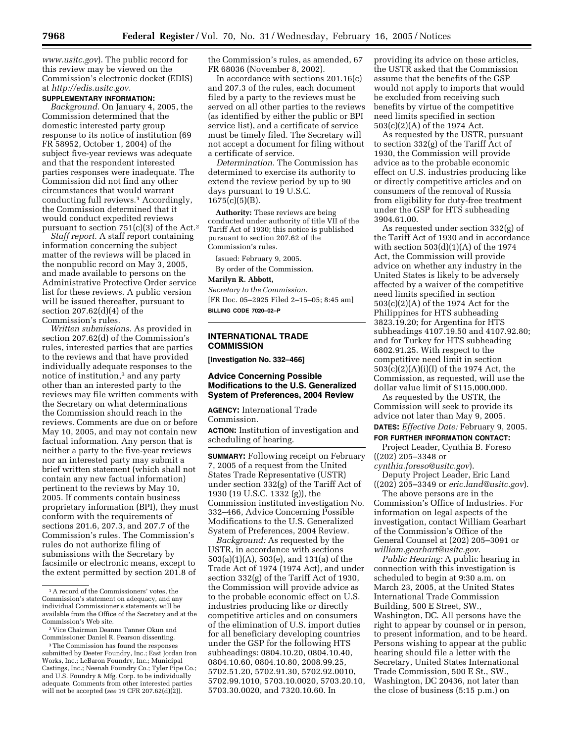*www.usitc.gov*). The public record for this review may be viewed on the Commission's electronic docket (EDIS) at *http://edis.usitc.gov*.

**SUPPLEMENTARY INFORMATION:**

*Background.* On January 4, 2005, the Commission determined that the domestic interested party group response to its notice of institution (69 FR 58952, October 1, 2004) of the subject five-year reviews was adequate and that the respondent interested parties responses were inadequate. The Commission did not find any other circumstances that would warrant conducting full reviews.[1] Accordingly, the Commission determined that it would conduct expedited reviews pursuant to section 751(c)(3) of the Act.[2]

*Staff report.* A staff report containing information concerning the subject matter of the reviews will be placed in the nonpublic record on May 3, 2005, and made available to persons on the Administrative Protective Order service list for these reviews. A public version will be issued thereafter, pursuant to section 207.62(d)(4) of the Commission's rules.

*Written submissions.* As provided in section 207.62(d) of the Commission's rules, interested parties that are parties to the reviews and that have provided individually adequate responses to the notice of institution,[3] and any party other than an interested party to the reviews may file written comments with the Secretary on what determinations the Commission should reach in the reviews. Comments are due on or before May 10, 2005, and may not contain new factual information. Any person that is neither a party to the five-year reviews nor an interested party may submit a brief written statement (which shall not contain any new factual information) pertinent to the reviews by May 10, 2005. If comments contain business proprietary information (BPI), they must conform with the requirements of sections 201.6, 207.3, and 207.7 of the Commission's rules. The Commission's rules do not authorize filing of submissions with the Secretary by facsimile or electronic means, except to the extent permitted by section 201.8 of the Commission's rules, as amended, 67 FR 68036 (November 8, 2002).

In accordance with sections 201.16(c) and 207.3 of the rules, each document filed by a party to the reviews must be served on all other parties to the reviews (as identified by either the public or BPI service list), and a certificate of service must be timely filed. The Secretary will not accept a document for filing without a certificate of service.

*Determination.* The Commission has determined to exercise its authority to extend the review period by up to 90 days pursuant to 19 U.S.C. 1675(c)(5)(B).

**Authority:** These reviews are being conducted under authority of title VII of the Tariff Act of 1930; this notice is published pursuant to section 207.62 of the Commission's rules.

Issued: February 9, 2005.

By order of the Commission.

**Marilyn R. Abbott,**

*Secretary to the Commission.*

[FR Doc. 05–2925 Filed 2–15–05; 8:45 am]

**BILLING CODE 7020–02–P**

[1] A record of the Commissioners' votes, the Commission's statement on adequacy, and any individual Commissioner's statements will be available from the Office of the Secretary and at the Commission's Web site.

[2] Vice Chairman Deanna Tanner Okun and Commissioner Daniel R. Pearson dissenting.

[3] The Commission has found the responses submitted by Deeter Foundry, Inc.; East Jordan Iron Works, Inc.; LeBaron Foundry, Inc.; Municipal Castings, Inc.; Neenah Foundry Co.; Tyler Pipe Co.; and U.S. Foundry & Mfg. Corp. to be individually adequate. Comments from other interested parties will not be accepted (*see* 19 CFR 207.62(d)(2)).

---

## INTERNATIONAL TRADE COMMISSION

**[Investigation No. 332–466]**

### Advice Concerning Possible Modifications to the U.S. Generalized System of Preferences, 2004 Review

**AGENCY:** International Trade Commission.

**ACTION:** Institution of investigation and scheduling of hearing.

**SUMMARY:** Following receipt on February 7, 2005 of a request from the United States Trade Representative (USTR) under section 332(g) of the Tariff Act of 1930 (19 U.S.C. 1332 (g)), the Commission instituted investigation No. 332–466, Advice Concerning Possible Modifications to the U.S. Generalized System of Preferences, 2004 Review.

*Background:* As requested by the USTR, in accordance with sections 503(a)(1)(A), 503(e), and 131(a) of the Trade Act of 1974 (1974 Act), and under section 332(g) of the Tariff Act of 1930, the Commission will provide advice as to the probable economic effect on U.S. industries producing like or directly competitive articles and on consumers of the elimination of U.S. import duties for all beneficiary developing countries under the GSP for the following HTS subheadings: 0804.10.20, 0804.10.40, 0804.10.60, 0804.10.80, 2008.99.25, 5702.51.20, 5702.91.30, 5702.92.0010, 5702.99.1010, 5703.10.0020, 5703.20.10, 5703.30.0020, and 7320.10.60. In providing its advice on these articles, the USTR asked that the Commission assume that the benefits of the GSP would not apply to imports that would be excluded from receiving such benefits by virtue of the competitive need limits specified in section 503(c)(2)(A) of the 1974 Act.

As requested by the USTR, pursuant to section 332(g) of the Tariff Act of 1930, the Commission will provide advice as to the probable economic effect on U.S. industries producing like or directly competitive articles and on consumers of the removal of Russia from eligibility for duty-free treatment under the GSP for HTS subheading 3904.61.00.

As requested under section 332(g) of the Tariff Act of 1930 and in accordance with section 503(d)(1)(A) of the 1974 Act, the Commission will provide advice on whether any industry in the United States is likely to be adversely affected by a waiver of the competitive need limits specified in section 503(c)(2)(A) of the 1974 Act for the Philippines for HTS subheading 3823.19.20; for Argentina for HTS subheadings 4107.19.50 and 4107.92.80; and for Turkey for HTS subheading 6802.91.25. With respect to the competitive need limit in section 503(c)(2)(A)(i)(I) of the 1974 Act, the Commission, as requested, will use the dollar value limit of $115,000,000.

As requested by the USTR, the Commission will seek to provide its advice not later than May 9, 2005.

**DATES:** *Effective Date:* February 9, 2005.

**FOR FURTHER INFORMATION CONTACT:**

Project Leader, Cynthia B. Foreso ((202) 205–3348 or *cynthia.foreso@usitc.gov*).

Deputy Project Leader, Eric Land ((202) 205–3349 or *eric.land@usitc.gov*).

The above persons are in the Commission's Office of Industries. For information on legal aspects of the investigation, contact William Gearhart of the Commission's Office of the General Counsel at (202) 205–3091 or *william.gearhart@usitc.gov.*

*Public Hearing:* A public hearing in connection with this investigation is scheduled to begin at 9:30 a.m. on March 23, 2005, at the United States International Trade Commission Building, 500 E Street, SW., Washington, DC. All persons have the right to appear by counsel or in person, to present information, and to be heard. Persons wishing to appear at the public hearing should file a letter with the Secretary, United States International Trade Commission, 500 E St., SW., Washington, DC 20436, not later than the close of business (5:15 p.m.) on